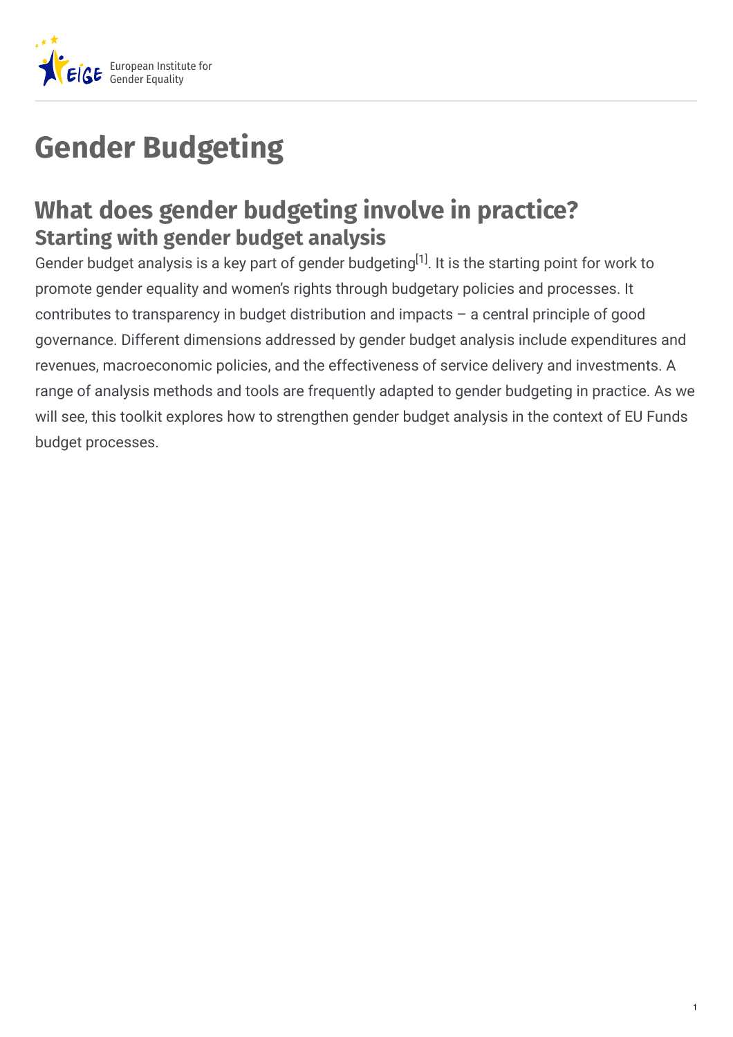# Gender Budgeting

## What does gender budgeting involve in practice?

### Starting with gender budget analysis

Gender budget analysis is a key part of gender budgeting[1]. It is the starting point for work to promote gender equality and women's rights through budgetary policies and processes. It contributes to transparency in budget distribution and impacts – a central principle of good governance. Different dimensions addressed by gender budget analysis include expenditures and revenues, macroeconomic policies, and the effectiveness of service delivery and investments. A range of analysis methods and tools are frequently adapted to gender budgeting in practice. As we will see, this toolkit explores how to strengthen gender budget analysis in the context of EU Funds budget processes.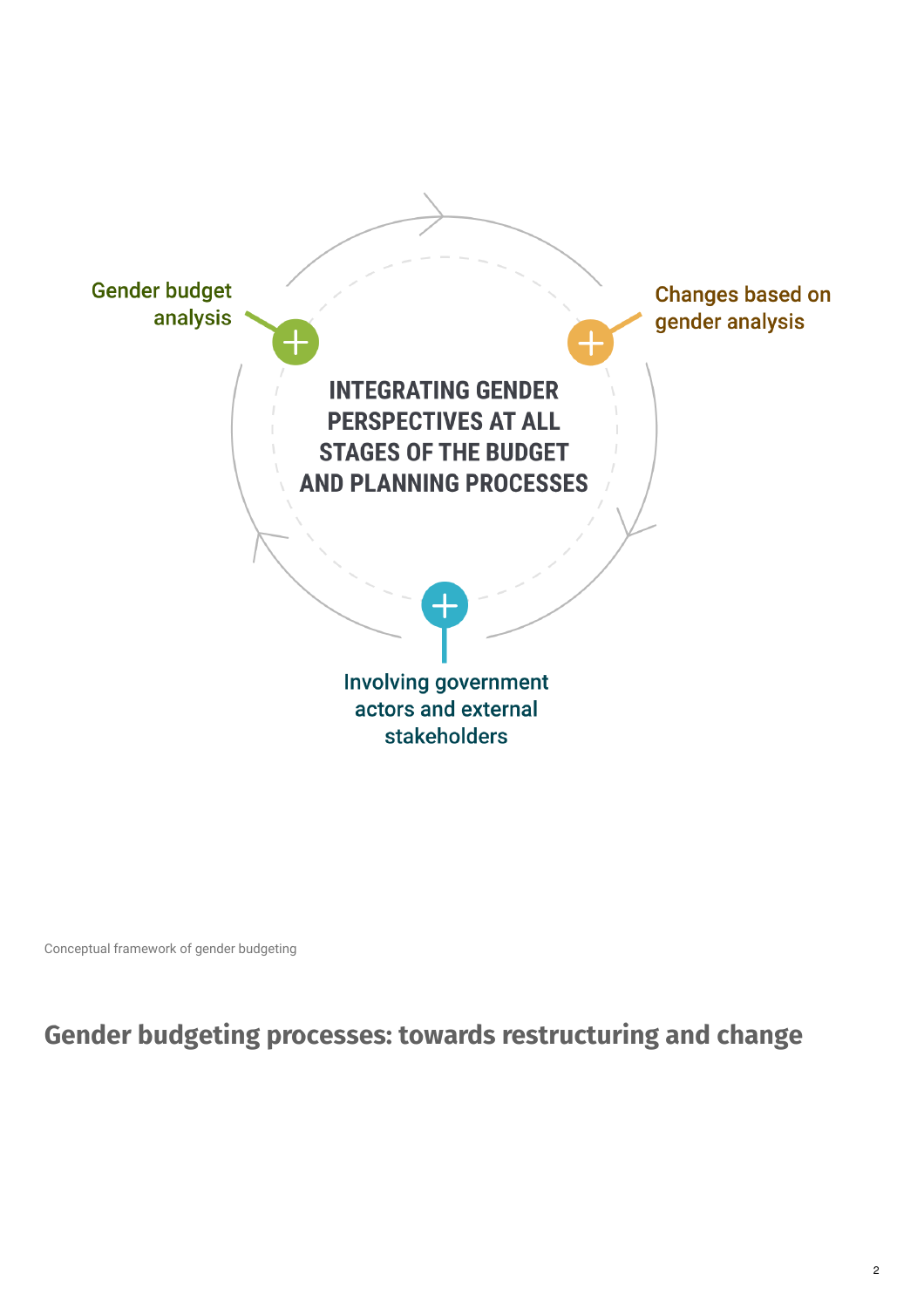INTEGRATING GENDER PERSPECTIVES AT ALL STAGES OF THE BUDGET AND PLANNING PROCESSES

Gender budget analysis

Changes based on gender analysis

Involving government actors and external stakeholders

Conceptual framework of gender budgeting

## Gender budgeting processes: towards restructuring and change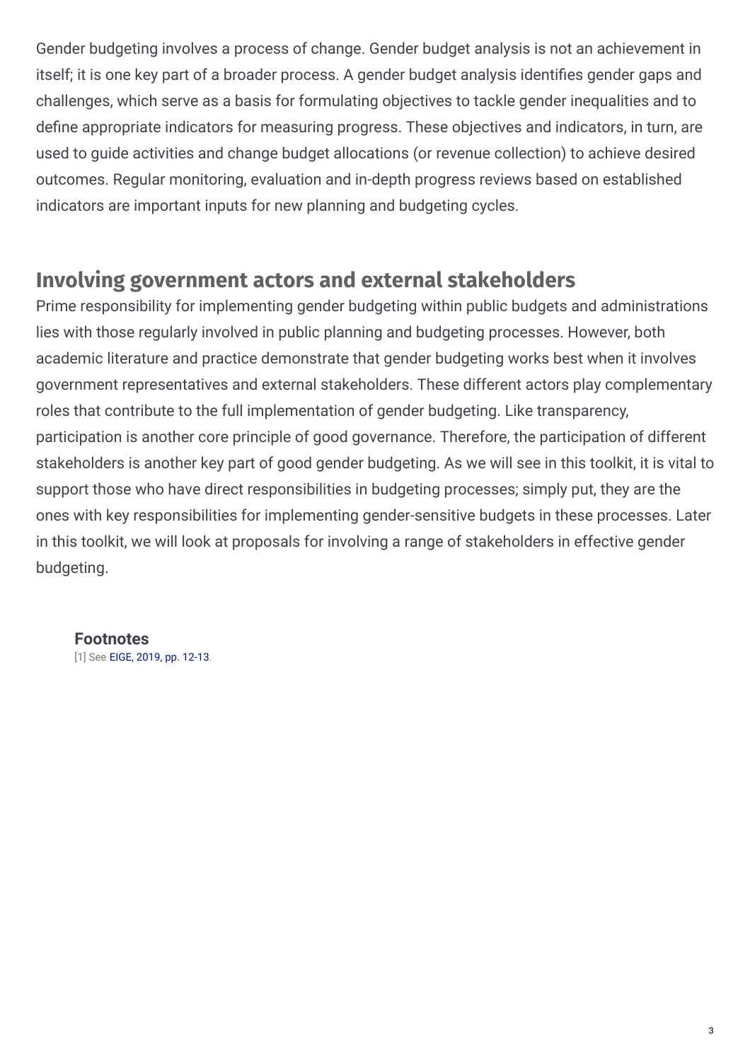Gender budgeting involves a process of change. Gender budget analysis is not an achievement in itself; it is one key part of a broader process. A gender budget analysis identifies gender gaps and challenges, which serve as a basis for formulating objectives to tackle gender inequalities and to define appropriate indicators for measuring progress. These objectives and indicators, in turn, are used to guide activities and change budget allocations (or revenue collection) to achieve desired outcomes. Regular monitoring, evaluation and in-depth progress reviews based on established indicators are important inputs for new planning and budgeting cycles.

## Involving government actors and external stakeholders

Prime responsibility for implementing gender budgeting within public budgets and administrations lies with those regularly involved in public planning and budgeting processes. However, both academic literature and practice demonstrate that gender budgeting works best when it involves government representatives and external stakeholders. These different actors play complementary roles that contribute to the full implementation of gender budgeting. Like transparency, participation is another core principle of good governance. Therefore, the participation of different stakeholders is another key part of good gender budgeting. As we will see in this toolkit, it is vital to support those who have direct responsibilities in budgeting processes; simply put, they are the ones with key responsibilities for implementing gender-sensitive budgets in these processes. Later in this toolkit, we will look at proposals for involving a range of stakeholders in effective gender budgeting.

**Footnotes**

[1] See EIGE, 2019, pp. 12-13.